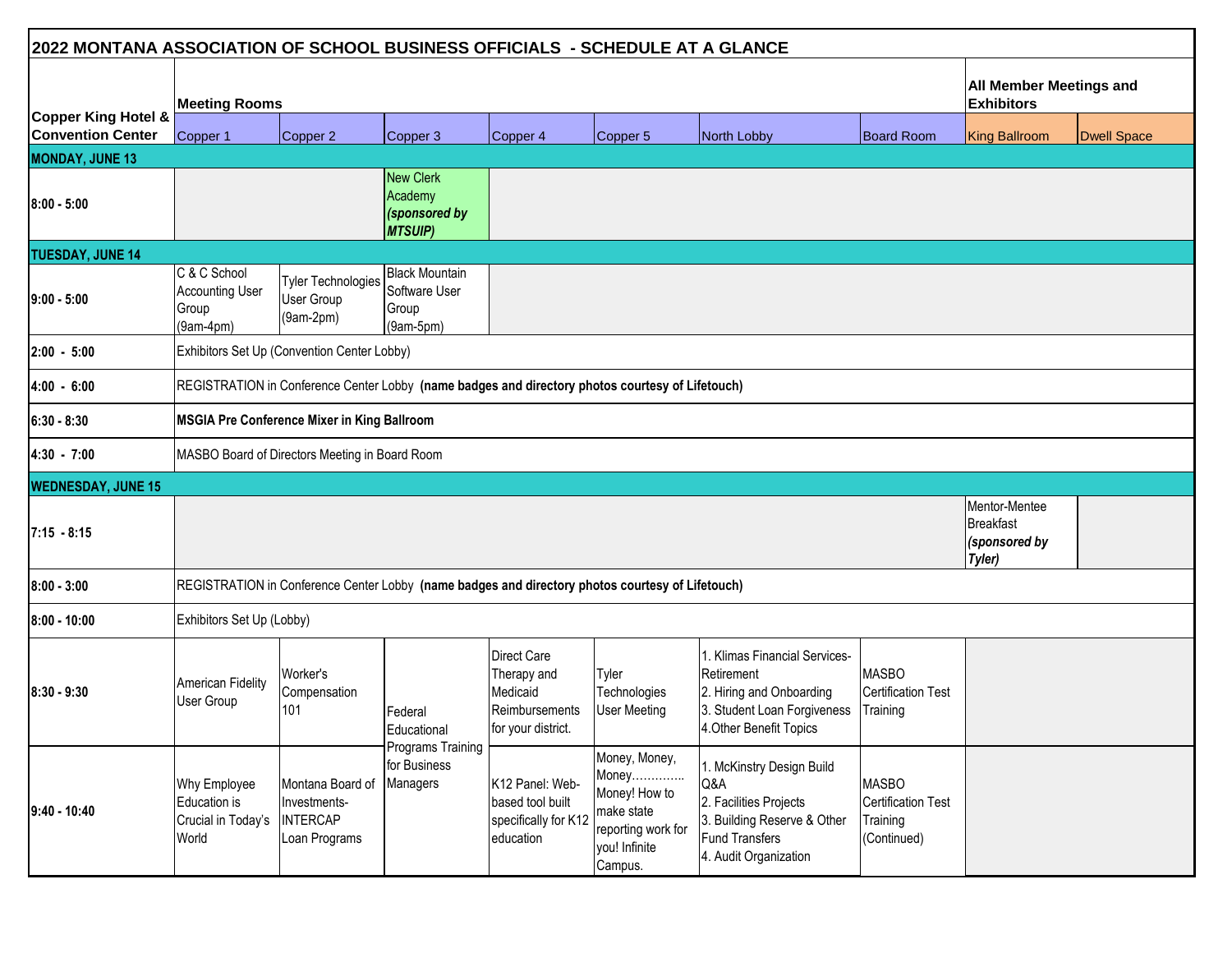## 2022 MONTANA ASSOCIATION OF SCHOOL BUSINESS OFFICIALS - SCHEDULE AT A GLANCE

| Copper King Hotel & Convention Center | Meeting Rooms | | | | | | | All Member Meetings and Exhibitors | |
|---|---|---|---|---|---|---|---|---|---|
| | Copper 1 | Copper 2 | Copper 3 | Copper 4 | Copper 5 | North Lobby | Board Room | King Ballroom | Dwell Space |
| **MONDAY, JUNE 13** | | | | | | | | | |
| **8:00 - 5:00** | | | New Clerk Academy ***(sponsored by MTSUIP)*** | | | | | | |
| **TUESDAY, JUNE 14** | | | | | | | | | |
| **9:00 - 5:00** | C & C School Accounting User Group (9am-4pm) | Tyler Technologies User Group (9am-2pm) | Black Mountain Software User Group (9am-5pm) | | | | | | |
| **2:00 - 5:00** | Exhibitors Set Up (Convention Center Lobby) | | | | | | | | |
| **4:00 - 6:00** | REGISTRATION in Conference Center Lobby **(name badges and directory photos courtesy of Lifetouch)** | | | | | | | | |
| **6:30 - 8:30** | **MSGIA Pre Conference Mixer in King Ballroom** | | | | | | | | |
| **4:30 - 7:00** | MASBO Board of Directors Meeting in Board Room | | | | | | | | |
| **WEDNESDAY, JUNE 15** | | | | | | | | | |
| **7:15 - 8:15** | | | | | | | | Mentor-Mentee Breakfast ***(sponsored by Tyler)*** | |
| **8:00 - 3:00** | REGISTRATION in Conference Center Lobby **(name badges and directory photos courtesy of Lifetouch)** | | | | | | | | |
| **8:00 - 10:00** | Exhibitors Set Up (Lobby) | | | | | | | | |
| **8:30 - 9:30** | American Fidelity User Group | Worker's Compensation 101 | Federal Educational Programs Training for Business Managers | Direct Care Therapy and Medicaid Reimbursements for your district. | Tyler Technologies User Meeting | 1. Klimas Financial Services-Retirement 2. Hiring and Onboarding 3. Student Loan Forgiveness 4.Other Benefit Topics | MASBO Certification Test Training | | |
| **9:40 - 10:40** | Why Employee Education is Crucial in Today's World | Montana Board of Investments-INTERCAP Loan Programs | | K12 Panel: Web-based tool built specifically for K12 education | Money, Money, Money…………. Money! How to make state reporting work for you! Infinite Campus. | 1. McKinstry Design Build Q&A 2. Facilities Projects 3. Building Reserve & Other Fund Transfers 4. Audit Organization | MASBO Certification Test Training (Continued) | | |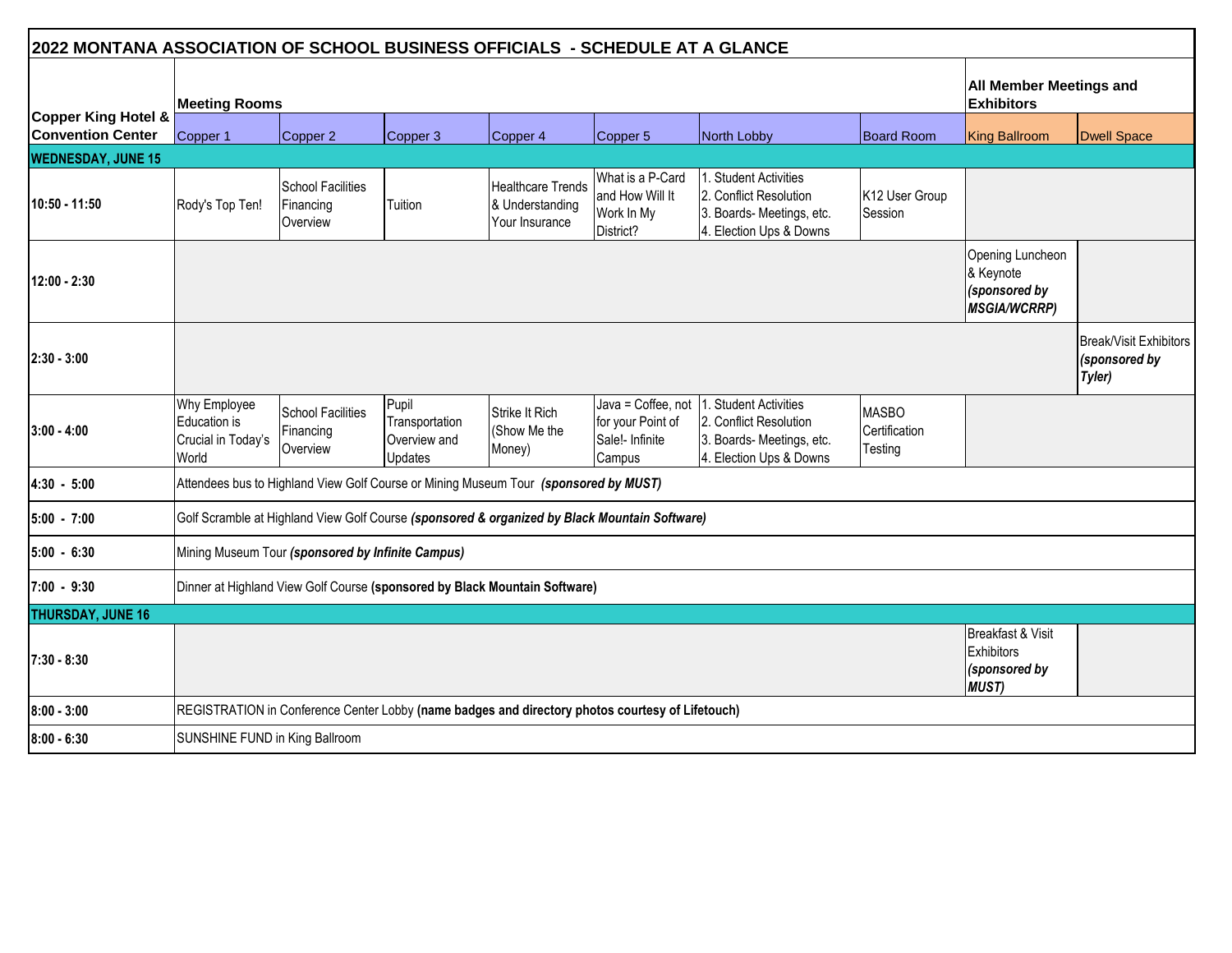# 2022 MONTANA ASSOCIATION OF SCHOOL BUSINESS OFFICIALS - SCHEDULE AT A GLANCE

| Copper King Hotel & Convention Center | Meeting Rooms | | | | | | | All Member Meetings and Exhibitors | |
|---|---|---|---|---|---|---|---|---|---|
| | Copper 1 | Copper 2 | Copper 3 | Copper 4 | Copper 5 | North Lobby | Board Room | King Ballroom | Dwell Space |
| **WEDNESDAY, JUNE 15** | | | | | | | | | |
| **10:50 - 11:50** | Rody's Top Ten! | School Facilities Financing Overview | Tuition | Healthcare Trends & Understanding Your Insurance | What is a P-Card and How Will It Work In My District? | 1. Student Activities 2. Conflict Resolution 3. Boards- Meetings, etc. 4. Election Ups & Downs | K12 User Group Session | | |
| **12:00 - 2:30** | | | | | | | | Opening Luncheon & Keynote ***(sponsored by MSGIA/WCRRP)*** | |
| **2:30 - 3:00** | | | | | | | | | Break/Visit Exhibitors ***(sponsored by Tyler)*** |
| **3:00 - 4:00** | Why Employee Education is Crucial in Today's World | School Facilities Financing Overview | Pupil Transportation Overview and Updates | Strike It Rich (Show Me the Money) | Java = Coffee, not for your Point of Sale!- Infinite Campus | 1. Student Activities 2. Conflict Resolution 3. Boards- Meetings, etc. 4. Election Ups & Downs | MASBO Certification Testing | | |
| **4:30 - 5:00** | Attendees bus to Highland View Golf Course or Mining Museum Tour ***(sponsored by MUST)*** | | | | | | | | |
| **5:00 - 7:00** | Golf Scramble at Highland View Golf Course ***(sponsored & organized by Black Mountain Software)*** | | | | | | | | |
| **5:00 - 6:30** | Mining Museum Tour ***(sponsored by Infinite Campus)*** | | | | | | | | |
| **7:00 - 9:30** | Dinner at Highland View Golf Course **(sponsored by Black Mountain Software)** | | | | | | | | |
| **THURSDAY, JUNE 16** | | | | | | | | | |
| **7:30 - 8:30** | | | | | | | | Breakfast & Visit Exhibitors ***(sponsored by MUST)*** | |
| **8:00 - 3:00** | REGISTRATION in Conference Center Lobby **(name badges and directory photos courtesy of Lifetouch)** | | | | | | | | |
| **8:00 - 6:30** | SUNSHINE FUND in King Ballroom | | | | | | | | |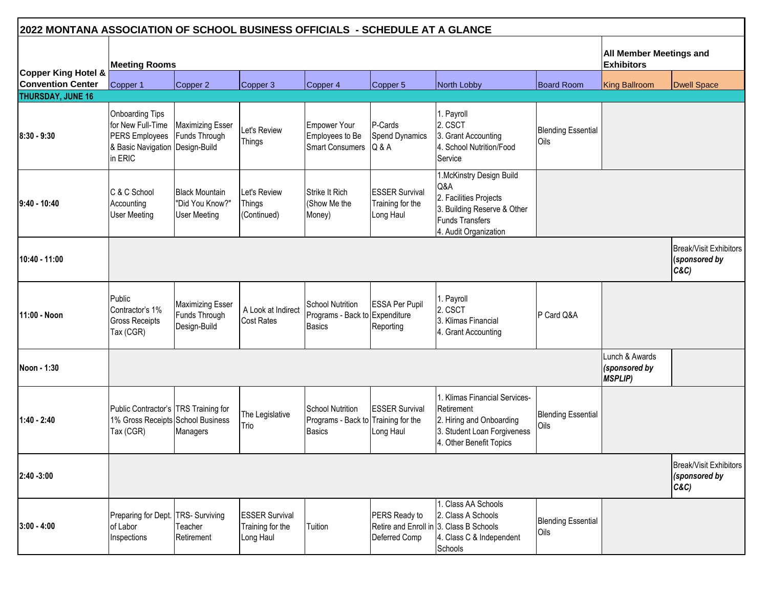# 2022 MONTANA ASSOCIATION OF SCHOOL BUSINESS OFFICIALS - SCHEDULE AT A GLANCE

| Copper King Hotel & Convention Center | Meeting Rooms | | | | | | | All Member Meetings and Exhibitors | |
|---|---|---|---|---|---|---|---|---|---|
| | Copper 1 | Copper 2 | Copper 3 | Copper 4 | Copper 5 | North Lobby | Board Room | King Ballroom | Dwell Space |
| **THURSDAY, JUNE 16** | | | | | | | | | |
| 8:30 - 9:30 | Onboarding Tips for New Full-Time PERS Employees & Basic Navigation in ERIC | Maximizing Esser Funds Through Design-Build | Let's Review Things | Empower Your Employees to Be Smart Consumers | P-Cards Spend Dynamics Q & A | 1. Payroll 2. CSCT 3. Grant Accounting 4. School Nutrition/Food Service | Blending Essential Oils | | |
| 9:40 - 10:40 | C & C School Accounting User Meeting | Black Mountain "Did You Know?" User Meeting | Let's Review Things (Continued) | Strike It Rich (Show Me the Money) | ESSER Survival Training for the Long Haul | 1.McKinstry Design Build Q&A 2. Facilities Projects 3. Building Reserve & Other Funds Transfers 4. Audit Organization | | | |
| 10:40 - 11:00 | | | | | | | | | Break/Visit Exhibitors ***(sponsored by C&C)*** |
| 11:00 - Noon | Public Contractor's 1% Gross Receipts Tax (CGR) | Maximizing Esser Funds Through Design-Build | A Look at Indirect Cost Rates | School Nutrition Programs - Back to Basics | ESSA Per Pupil Expenditure Reporting | 1. Payroll 2. CSCT 3. Klimas Financial 4. Grant Accounting | P Card Q&A | | |
| Noon - 1:30 | | | | | | | | Lunch & Awards ***(sponsored by MSPLIP)*** | |
| 1:40 - 2:40 | Public Contractor's 1% Gross Receipts Tax (CGR) | TRS Training for School Business Managers | The Legislative Trio | School Nutrition Programs - Back to Basics | ESSER Survival Training for the Long Haul | 1. Klimas Financial Services-Retirement 2. Hiring and Onboarding 3. Student Loan Forgiveness 4. Other Benefit Topics | Blending Essential Oils | | |
| 2:40 -3:00 | | | | | | | | | Break/Visit Exhibitors ***(sponsored by C&C)*** |
| 3:00 - 4:00 | Preparing for Dept. of Labor Inspections | TRS- Surviving Teacher Retirement | ESSER Survival Training for the Long Haul | Tuition | PERS Ready to Retire and Enroll in Deferred Comp | 1. Class AA Schools 2. Class A Schools 3. Class B Schools 4. Class C & Independent Schools | Blending Essential Oils | | |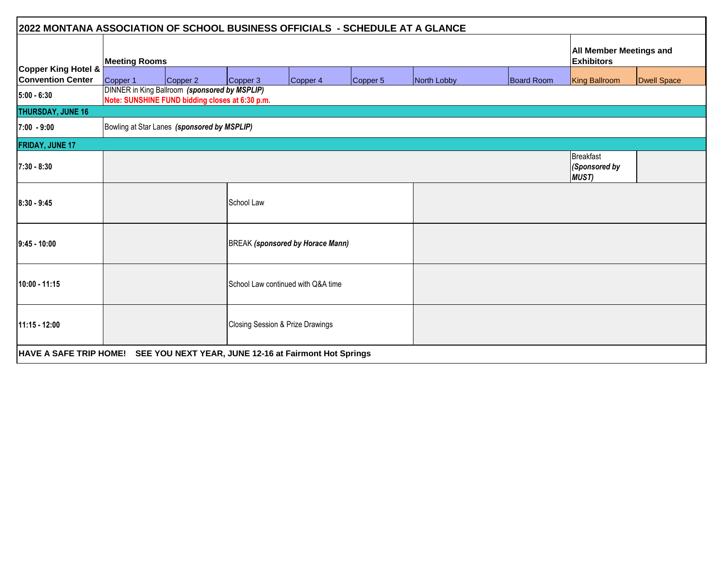# 2022 MONTANA ASSOCIATION OF SCHOOL BUSINESS OFFICIALS - SCHEDULE AT A GLANCE

| Copper King Hotel & Convention Center | Meeting Rooms | | | | | | | All Member Meetings and Exhibitors | |
|---|---|---|---|---|---|---|---|---|---|
| | Copper 1 | Copper 2 | Copper 3 | Copper 4 | Copper 5 | North Lobby | Board Room | King Ballroom | Dwell Space |
| 5:00 - 6:30 | DINNER in King Ballroom ***(sponsored by MSPLIP)*** **Note: SUNSHINE FUND bidding closes at 6:30 p.m.** | | | | | | | | |
| **THURSDAY, JUNE 16** | | | | | | | | | |
| 7:00 - 9:00 | Bowling at Star Lanes ***(sponsored by MSPLIP)*** | | | | | | | | |
| **FRIDAY, JUNE 17** | | | | | | | | | |
| 7:30 - 8:30 | | | | | | | | Breakfast ***(Sponsored by MUST)*** | |
| 8:30 - 9:45 | | | School Law | | | | | | |
| 9:45 - 10:00 | | | BREAK ***(sponsored by Horace Mann)*** | | | | | | |
| 10:00 - 11:15 | | | School Law continued with Q&A time | | | | | | |
| 11:15 - 12:00 | | | Closing Session & Prize Drawings | | | | | | |

**HAVE A SAFE TRIP HOME! SEE YOU NEXT YEAR, JUNE 12-16 at Fairmont Hot Springs**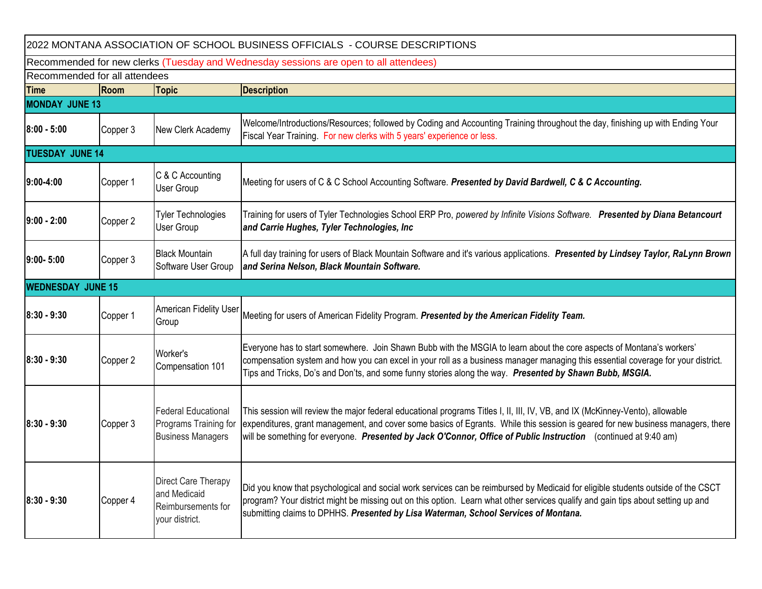# 2022 MONTANA ASSOCIATION OF SCHOOL BUSINESS OFFICIALS - COURSE DESCRIPTIONS

Recommended for new clerks (Tuesday and Wednesday sessions are open to all attendees)

Recommended for all attendees

| Time | Room | Topic | Description |
|---|---|---|---|
| **MONDAY JUNE 13** | | | |
| **8:00 - 5:00** | Copper 3 | New Clerk Academy | Welcome/Introductions/Resources; followed by Coding and Accounting Training throughout the day, finishing up with Ending Your Fiscal Year Training. For new clerks with 5 years' experience or less. |
| **TUESDAY JUNE 14** | | | |
| **9:00-4:00** | Copper 1 | C & C Accounting User Group | Meeting for users of C & C School Accounting Software. ***Presented by David Bardwell, C & C Accounting.*** |
| **9:00 - 2:00** | Copper 2 | Tyler Technologies User Group | Training for users of Tyler Technologies School ERP Pro, *powered by Infinite Visions Software.* ***Presented by Diana Betancourt and Carrie Hughes, Tyler Technologies, Inc*** |
| **9:00- 5:00** | Copper 3 | Black Mountain Software User Group | A full day training for users of Black Mountain Software and it's various applications. ***Presented by Lindsey Taylor, RaLynn Brown and Serina Nelson, Black Mountain Software.*** |
| **WEDNESDAY JUNE 15** | | | |
| **8:30 - 9:30** | Copper 1 | American Fidelity User Group | Meeting for users of American Fidelity Program. ***Presented by the American Fidelity Team.*** |
| **8:30 - 9:30** | Copper 2 | Worker's Compensation 101 | Everyone has to start somewhere. Join Shawn Bubb with the MSGIA to learn about the core aspects of Montana's workers' compensation system and how you can excel in your roll as a business manager managing this essential coverage for your district. Tips and Tricks, Do's and Don'ts, and some funny stories along the way. ***Presented by Shawn Bubb, MSGIA.*** |
| **8:30 - 9:30** | Copper 3 | Federal Educational Programs Training for Business Managers | This session will review the major federal educational programs Titles I, II, III, IV, VB, and IX (McKinney-Vento), allowable expenditures, grant management, and cover some basics of Egrants. While this session is geared for new business managers, there will be something for everyone. ***Presented by Jack O'Connor, Office of Public Instruction*** (continued at 9:40 am) |
| **8:30 - 9:30** | Copper 4 | Direct Care Therapy and Medicaid Reimbursements for your district. | Did you know that psychological and social work services can be reimbursed by Medicaid for eligible students outside of the CSCT program? Your district might be missing out on this option. Learn what other services qualify and gain tips about setting up and submitting claims to DPHHS. ***Presented by Lisa Waterman, School Services of Montana.*** |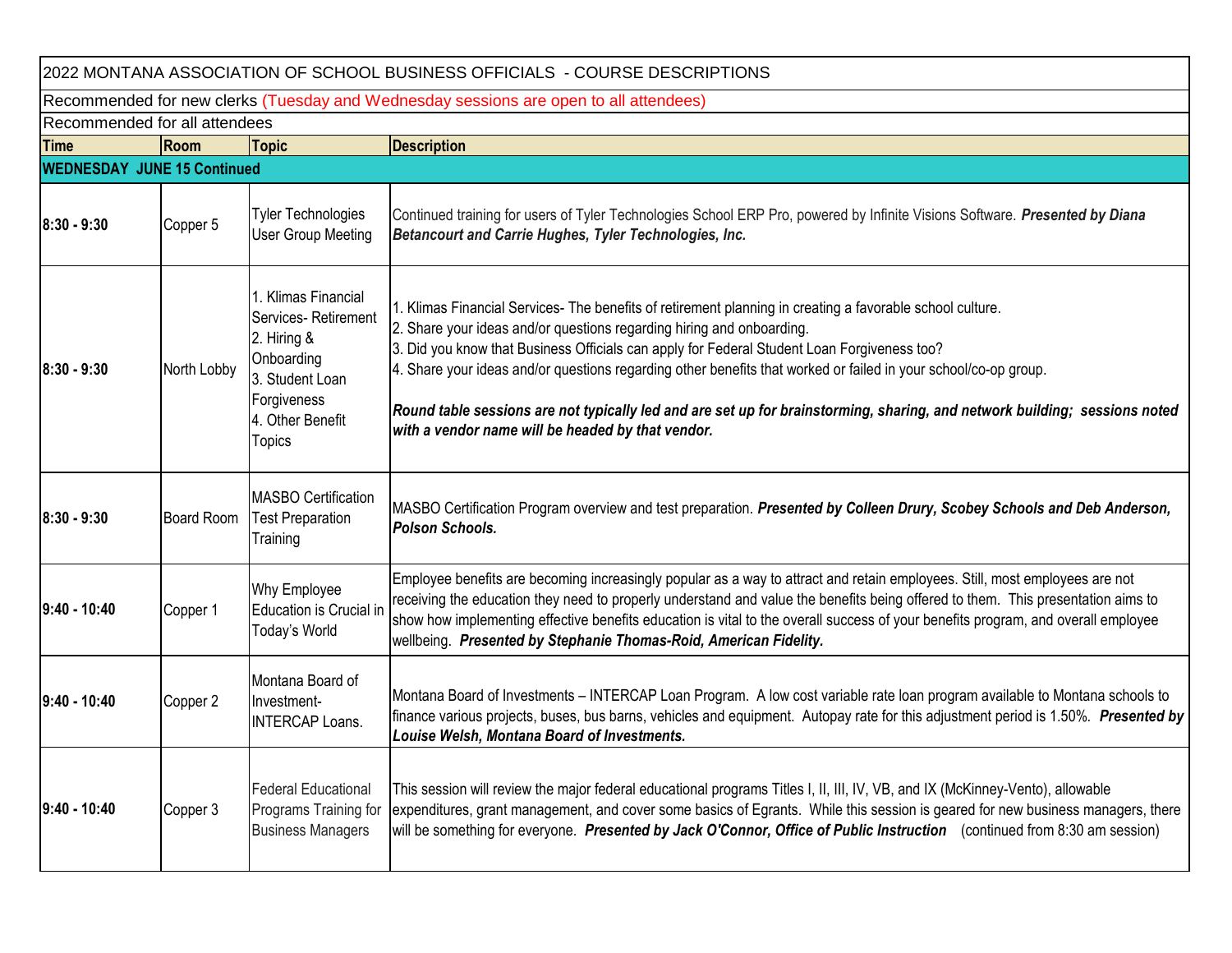| 2022 MONTANA ASSOCIATION OF SCHOOL BUSINESS OFFICIALS - COURSE DESCRIPTIONS | | | |
|---|---|---|---|
| Recommended for new clerks (Tuesday and Wednesday sessions are open to all attendees) | | | |
| Recommended for all attendees | | | |
| **Time** | **Room** | **Topic** | **Description** |
| **WEDNESDAY JUNE 15 Continued** | | | |
| **8:30 - 9:30** | Copper 5 | Tyler Technologies User Group Meeting | Continued training for users of Tyler Technologies School ERP Pro, powered by Infinite Visions Software. ***Presented by Diana Betancourt and Carrie Hughes, Tyler Technologies, Inc.*** |
| **8:30 - 9:30** | North Lobby | 1. Klimas Financial Services- Retirement<br>2. Hiring & Onboarding<br>3. Student Loan Forgiveness<br>4. Other Benefit Topics | 1. Klimas Financial Services- The benefits of retirement planning in creating a favorable school culture.<br>2. Share your ideas and/or questions regarding hiring and onboarding.<br>3. Did you know that Business Officials can apply for Federal Student Loan Forgiveness too?<br>4. Share your ideas and/or questions regarding other benefits that worked or failed in your school/co-op group.<br><br>***Round table sessions are not typically led and are set up for brainstorming, sharing, and network building; sessions noted with a vendor name will be headed by that vendor.*** |
| **8:30 - 9:30** | Board Room | MASBO Certification Test Preparation Training | MASBO Certification Program overview and test preparation. ***Presented by Colleen Drury, Scobey Schools and Deb Anderson, Polson Schools.*** |
| **9:40 - 10:40** | Copper 1 | Why Employee Education is Crucial in Today's World | Employee benefits are becoming increasingly popular as a way to attract and retain employees. Still, most employees are not receiving the education they need to properly understand and value the benefits being offered to them. This presentation aims to show how implementing effective benefits education is vital to the overall success of your benefits program, and overall employee wellbeing. ***Presented by Stephanie Thomas-Roid, American Fidelity.*** |
| **9:40 - 10:40** | Copper 2 | Montana Board of Investment- INTERCAP Loans. | Montana Board of Investments – INTERCAP Loan Program. A low cost variable rate loan program available to Montana schools to finance various projects, buses, bus barns, vehicles and equipment. Autopay rate for this adjustment period is 1.50%. ***Presented by Louise Welsh, Montana Board of Investments.*** |
| **9:40 - 10:40** | Copper 3 | Federal Educational Programs Training for Business Managers | This session will review the major federal educational programs Titles I, II, III, IV, VB, and IX (McKinney-Vento), allowable expenditures, grant management, and cover some basics of Egrants. While this session is geared for new business managers, there will be something for everyone. ***Presented by Jack O'Connor, Office of Public Instruction*** (continued from 8:30 am session) |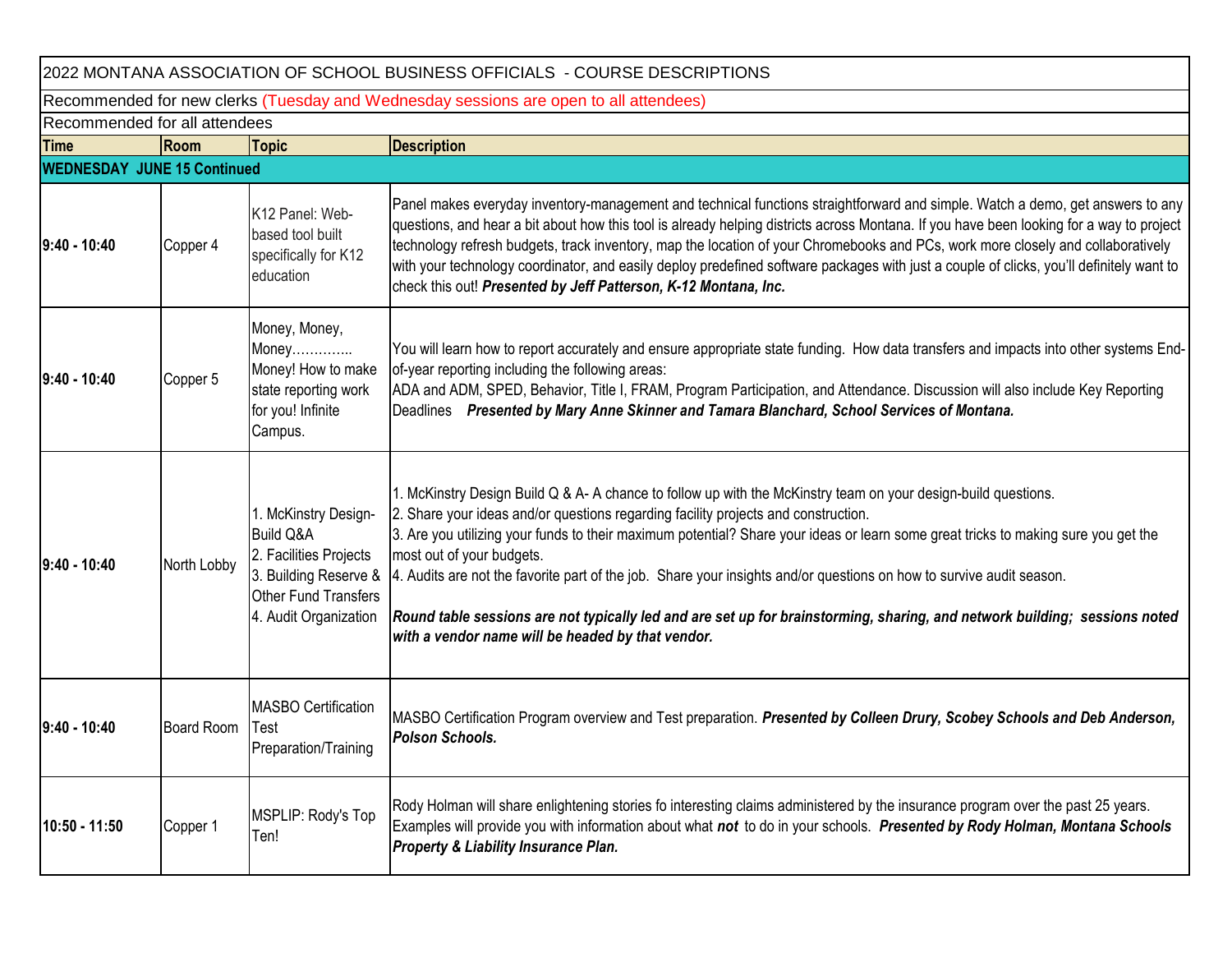| 2022 MONTANA ASSOCIATION OF SCHOOL BUSINESS OFFICIALS - COURSE DESCRIPTIONS | | | |
|---|---|---|---|
| Recommended for new clerks (Tuesday and Wednesday sessions are open to all attendees) | | | |
| Recommended for all attendees | | | |
| **Time** | **Room** | **Topic** | **Description** |
| **WEDNESDAY JUNE 15 Continued** | | | |
| **9:40 - 10:40** | Copper 4 | K12 Panel: Web-based tool built specifically for K12 education | Panel makes everyday inventory-management and technical functions straightforward and simple. Watch a demo, get answers to any questions, and hear a bit about how this tool is already helping districts across Montana. If you have been looking for a way to project technology refresh budgets, track inventory, map the location of your Chromebooks and PCs, work more closely and collaboratively with your technology coordinator, and easily deploy predefined software packages with just a couple of clicks, you'll definitely want to check this out! ***Presented by Jeff Patterson, K-12 Montana, Inc.*** |
| **9:40 - 10:40** | Copper 5 | Money, Money, Money………….. Money! How to make state reporting work for you! Infinite Campus. | You will learn how to report accurately and ensure appropriate state funding. How data transfers and impacts into other systems End-of-year reporting including the following areas: ADA and ADM, SPED, Behavior, Title I, FRAM, Program Participation, and Attendance. Discussion will also include Key Reporting Deadlines ***Presented by Mary Anne Skinner and Tamara Blanchard, School Services of Montana.*** |
| **9:40 - 10:40** | North Lobby | 1. McKinstry Design-Build Q&A<br>2. Facilities Projects<br>3. Building Reserve & Other Fund Transfers<br>4. Audit Organization | 1. McKinstry Design Build Q & A- A chance to follow up with the McKinstry team on your design-build questions.<br>2. Share your ideas and/or questions regarding facility projects and construction.<br>3. Are you utilizing your funds to their maximum potential? Share your ideas or learn some great tricks to making sure you get the most out of your budgets.<br>4. Audits are not the favorite part of the job. Share your insights and/or questions on how to survive audit season.<br><br>***Round table sessions are not typically led and are set up for brainstorming, sharing, and network building; sessions noted with a vendor name will be headed by that vendor.*** |
| **9:40 - 10:40** | Board Room | MASBO Certification Test Preparation/Training | MASBO Certification Program overview and Test preparation. ***Presented by Colleen Drury, Scobey Schools and Deb Anderson, Polson Schools.*** |
| **10:50 - 11:50** | Copper 1 | MSPLIP: Rody's Top Ten! | Rody Holman will share enlightening stories fo interesting claims administered by the insurance program over the past 25 years. Examples will provide you with information about what ***not*** to do in your schools. ***Presented by Rody Holman, Montana Schools Property & Liability Insurance Plan.*** |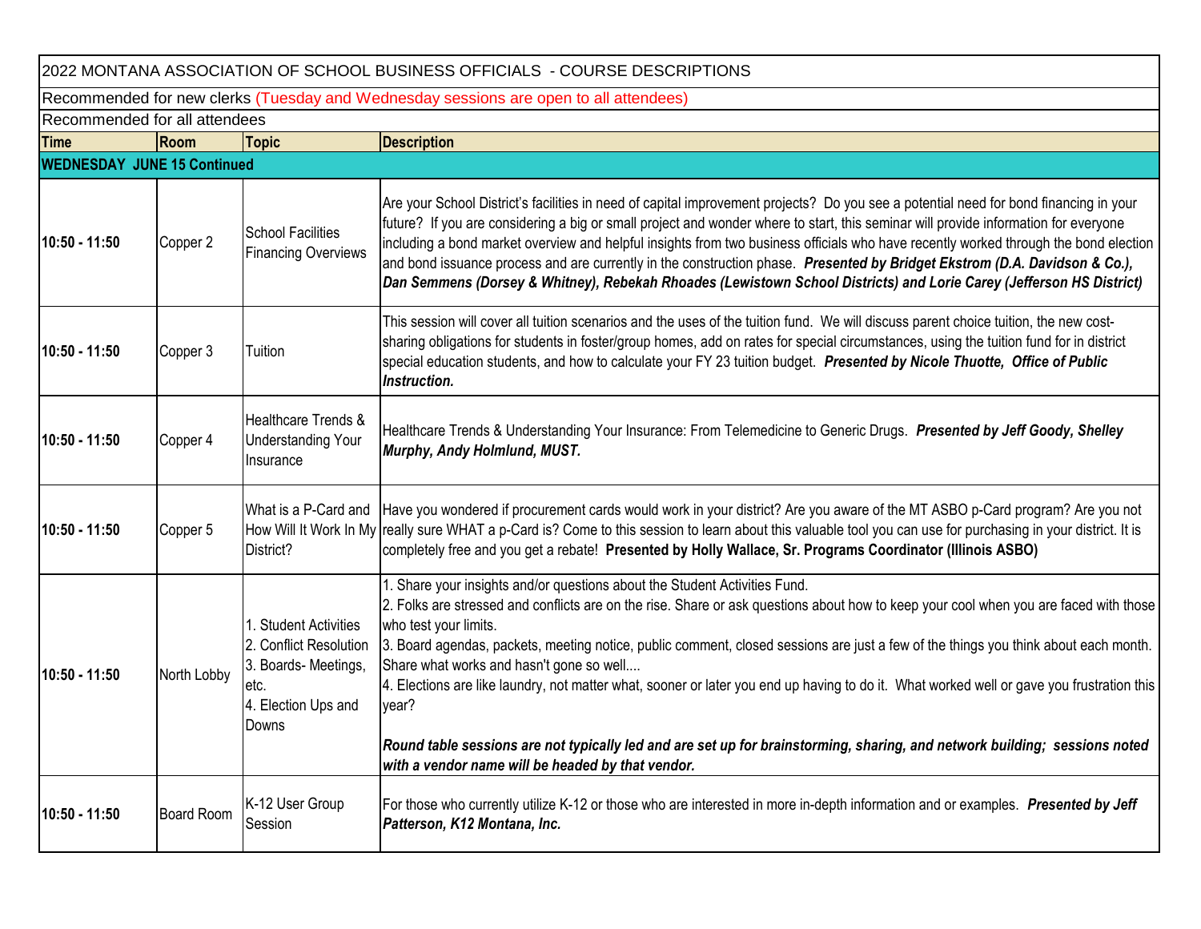| 2022 MONTANA ASSOCIATION OF SCHOOL BUSINESS OFFICIALS - COURSE DESCRIPTIONS | | | |
|---|---|---|---|
| Recommended for new clerks (Tuesday and Wednesday sessions are open to all attendees) | | | |
| Recommended for all attendees | | | |
| **Time** | **Room** | **Topic** | **Description** |
| **WEDNESDAY JUNE 15 Continued** | | | |
| **10:50 - 11:50** | Copper 2 | School Facilities Financing Overviews | Are your School District's facilities in need of capital improvement projects? Do you see a potential need for bond financing in your future? If you are considering a big or small project and wonder where to start, this seminar will provide information for everyone including a bond market overview and helpful insights from two business officials who have recently worked through the bond election and bond issuance process and are currently in the construction phase. ***Presented by Bridget Ekstrom (D.A. Davidson & Co.), Dan Semmens (Dorsey & Whitney), Rebekah Rhoades (Lewistown School Districts) and Lorie Carey (Jefferson HS District)*** |
| **10:50 - 11:50** | Copper 3 | Tuition | This session will cover all tuition scenarios and the uses of the tuition fund. We will discuss parent choice tuition, the new cost-sharing obligations for students in foster/group homes, add on rates for special circumstances, using the tuition fund for in district special education students, and how to calculate your FY 23 tuition budget. ***Presented by Nicole Thuotte, Office of Public Instruction.*** |
| **10:50 - 11:50** | Copper 4 | Healthcare Trends & Understanding Your Insurance | Healthcare Trends & Understanding Your Insurance: From Telemedicine to Generic Drugs. ***Presented by Jeff Goody, Shelley Murphy, Andy Holmlund, MUST.*** |
| **10:50 - 11:50** | Copper 5 | What is a P-Card and How Will It Work In My District? | Have you wondered if procurement cards would work in your district? Are you aware of the MT ASBO p-Card program? Are you not really sure WHAT a p-Card is? Come to this session to learn about this valuable tool you can use for purchasing in your district. It is completely free and you get a rebate! **Presented by Holly Wallace, Sr. Programs Coordinator (Illinois ASBO)** |
| **10:50 - 11:50** | North Lobby | 1. Student Activities<br>2. Conflict Resolution<br>3. Boards- Meetings, etc.<br>4. Election Ups and Downs | 1. Share your insights and/or questions about the Student Activities Fund.<br>2. Folks are stressed and conflicts are on the rise. Share or ask questions about how to keep your cool when you are faced with those who test your limits.<br>3. Board agendas, packets, meeting notice, public comment, closed sessions are just a few of the things you think about each month. Share what works and hasn't gone so well....<br>4. Elections are like laundry, not matter what, sooner or later you end up having to do it. What worked well or gave you frustration this year?<br><br>***Round table sessions are not typically led and are set up for brainstorming, sharing, and network building; sessions noted with a vendor name will be headed by that vendor.*** |
| **10:50 - 11:50** | Board Room | K-12 User Group Session | For those who currently utilize K-12 or those who are interested in more in-depth information and or examples. ***Presented by Jeff Patterson, K12 Montana, Inc.*** |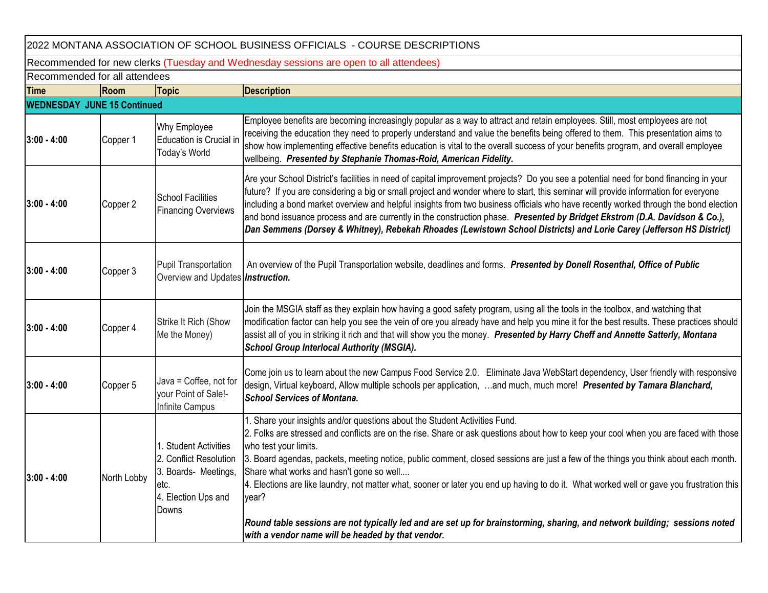2022 MONTANA ASSOCIATION OF SCHOOL BUSINESS OFFICIALS - COURSE DESCRIPTIONS

Recommended for new clerks (Tuesday and Wednesday sessions are open to all attendees)

Recommended for all attendees

| Time | Room | Topic | Description |
|---|---|---|---|
| **WEDNESDAY JUNE 15 Continued** | | | |
| **3:00 - 4:00** | Copper 1 | Why Employee Education is Crucial in Today's World | Employee benefits are becoming increasingly popular as a way to attract and retain employees. Still, most employees are not receiving the education they need to properly understand and value the benefits being offered to them. This presentation aims to show how implementing effective benefits education is vital to the overall success of your benefits program, and overall employee wellbeing. ***Presented by Stephanie Thomas-Roid, American Fidelity.*** |
| **3:00 - 4:00** | Copper 2 | School Facilities Financing Overviews | Are your School District's facilities in need of capital improvement projects? Do you see a potential need for bond financing in your future? If you are considering a big or small project and wonder where to start, this seminar will provide information for everyone including a bond market overview and helpful insights from two business officials who have recently worked through the bond election and bond issuance process and are currently in the construction phase. ***Presented by Bridget Ekstrom (D.A. Davidson & Co.), Dan Semmens (Dorsey & Whitney), Rebekah Rhoades (Lewistown School Districts) and Lorie Carey (Jefferson HS District)*** |
| **3:00 - 4:00** | Copper 3 | Pupil Transportation Overview and Updates | An overview of the Pupil Transportation website, deadlines and forms. ***Presented by Donell Rosenthal, Office of Public Instruction.*** |
| **3:00 - 4:00** | Copper 4 | Strike It Rich (Show Me the Money) | Join the MSGIA staff as they explain how having a good safety program, using all the tools in the toolbox, and watching that modification factor can help you see the vein of ore you already have and help you mine it for the best results. These practices should assist all of you in striking it rich and that will show you the money. ***Presented by Harry Cheff and Annette Satterly, Montana School Group Interlocal Authority (MSGIA).*** |
| **3:00 - 4:00** | Copper 5 | Java = Coffee, not for your Point of Sale!- Infinite Campus | Come join us to learn about the new Campus Food Service 2.0. Eliminate Java WebStart dependency, User friendly with responsive design, Virtual keyboard, Allow multiple schools per application, …and much, much more! ***Presented by Tamara Blanchard, School Services of Montana.*** |
| **3:00 - 4:00** | North Lobby | 1. Student Activities<br>2. Conflict Resolution<br>3. Boards- Meetings, etc.<br>4. Election Ups and Downs | 1. Share your insights and/or questions about the Student Activities Fund.<br>2. Folks are stressed and conflicts are on the rise. Share or ask questions about how to keep your cool when you are faced with those who test your limits.<br>3. Board agendas, packets, meeting notice, public comment, closed sessions are just a few of the things you think about each month. Share what works and hasn't gone so well....<br>4. Elections are like laundry, not matter what, sooner or later you end up having to do it. What worked well or gave you frustration this year?<br><br>***Round table sessions are not typically led and are set up for brainstorming, sharing, and network building; sessions noted with a vendor name will be headed by that vendor.*** |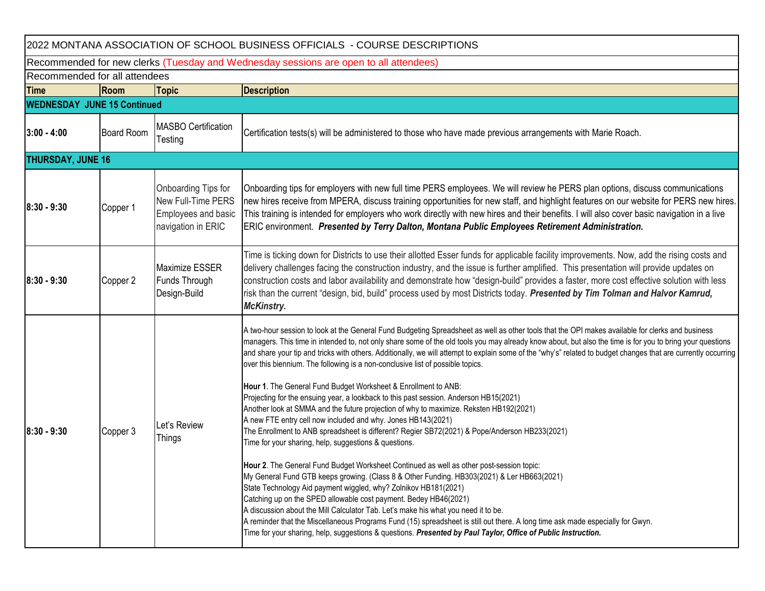# 2022 MONTANA ASSOCIATION OF SCHOOL BUSINESS OFFICIALS - COURSE DESCRIPTIONS

Recommended for new clerks (Tuesday and Wednesday sessions are open to all attendees)

Recommended for all attendees

| Time | Room | Topic | Description |
|---|---|---|---|
| **WEDNESDAY JUNE 15 Continued** | | | |
| 3:00 - 4:00 | Board Room | MASBO Certification Testing | Certification tests(s) will be administered to those who have made previous arrangements with Marie Roach. |
| **THURSDAY, JUNE 16** | | | |
| 8:30 - 9:30 | Copper 1 | Onboarding Tips for New Full-Time PERS Employees and basic navigation in ERIC | Onboarding tips for employers with new full time PERS employees. We will review he PERS plan options, discuss communications new hires receive from MPERA, discuss training opportunities for new staff, and highlight features on our website for PERS new hires. This training is intended for employers who work directly with new hires and their benefits. I will also cover basic navigation in a live ERIC environment. ***Presented by Terry Dalton, Montana Public Employees Retirement Administration.*** |
| 8:30 - 9:30 | Copper 2 | Maximize ESSER Funds Through Design-Build | Time is ticking down for Districts to use their allotted Esser funds for applicable facility improvements. Now, add the rising costs and delivery challenges facing the construction industry, and the issue is further amplified. This presentation will provide updates on construction costs and labor availability and demonstrate how "design-build" provides a faster, more cost effective solution with less risk than the current "design, bid, build" process used by most Districts today. ***Presented by Tim Tolman and Halvor Kamrud, McKinstry.*** |
| 8:30 - 9:30 | Copper 3 | Let's Review Things | A two-hour session to look at the General Fund Budgeting Spreadsheet as well as other tools that the OPI makes available for clerks and business managers. This time in intended to, not only share some of the old tools you may already know about, but also the time is for you to bring your questions and share your tip and tricks with others. Additionally, we will attempt to explain some of the "why's" related to budget changes that are currently occurring over this biennium. The following is a non-conclusive list of possible topics.<br><br>**Hour 1**. The General Fund Budget Worksheet & Enrollment to ANB:<br>Projecting for the ensuing year, a lookback to this past session. Anderson HB15(2021)<br>Another look at SMMA and the future projection of why to maximize. Reksten HB192(2021)<br>A new FTE entry cell now included and why. Jones HB143(2021)<br>The Enrollment to ANB spreadsheet is different? Regier SB72(2021) & Pope/Anderson HB233(2021)<br>Time for your sharing, help, suggestions & questions.<br><br>**Hour 2**. The General Fund Budget Worksheet Continued as well as other post-session topic:<br>My General Fund GTB keeps growing. (Class 8 & Other Funding. HB303(2021) & Ler HB663(2021)<br>State Technology Aid payment wiggled, why? Zolnikov HB181(2021)<br>Catching up on the SPED allowable cost payment. Bedey HB46(2021)<br>A discussion about the Mill Calculator Tab. Let's make his what you need it to be.<br>A reminder that the Miscellaneous Programs Fund (15) spreadsheet is still out there. A long time ask made especially for Gwyn.<br>Time for your sharing, help, suggestions & questions. ***Presented by Paul Taylor, Office of Public Instruction.*** |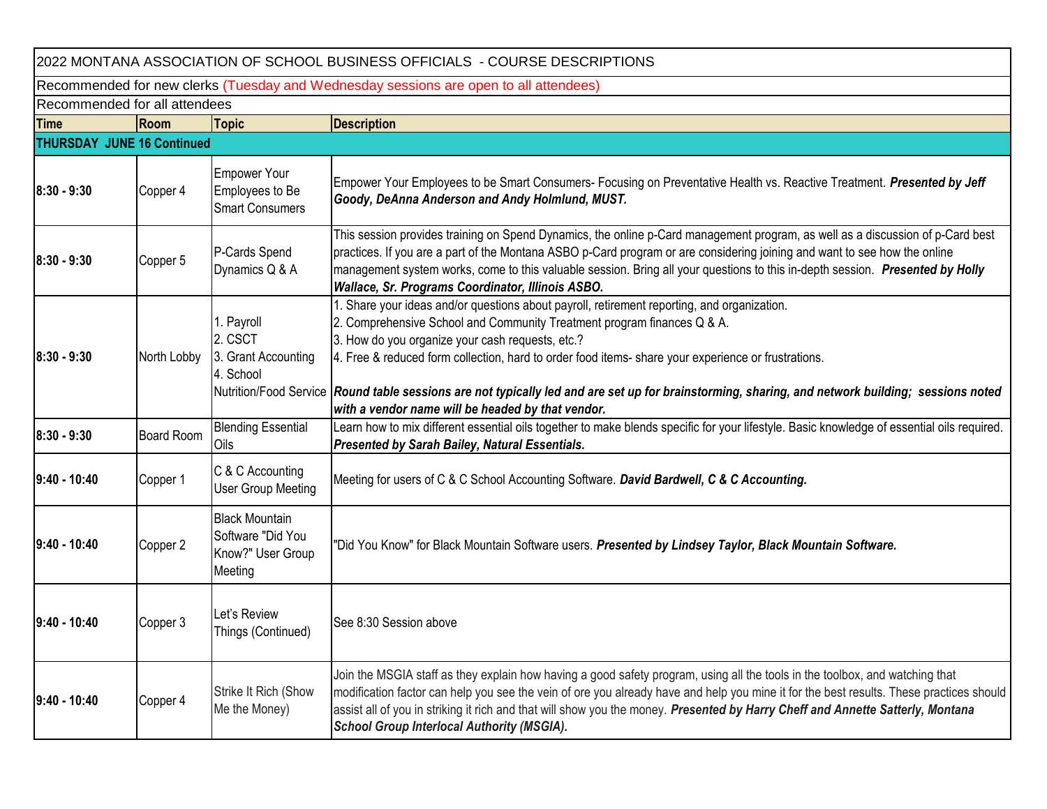2022 MONTANA ASSOCIATION OF SCHOOL BUSINESS OFFICIALS - COURSE DESCRIPTIONS

Recommended for new clerks (Tuesday and Wednesday sessions are open to all attendees)

Recommended for all attendees

| Time | Room | Topic | Description |
|---|---|---|---|
| **THURSDAY JUNE 16 Continued** | | | |
| 8:30 - 9:30 | Copper 4 | Empower Your Employees to Be Smart Consumers | Empower Your Employees to be Smart Consumers- Focusing on Preventative Health vs. Reactive Treatment. ***Presented by Jeff Goody, DeAnna Anderson and Andy Holmlund, MUST.*** |
| 8:30 - 9:30 | Copper 5 | P-Cards Spend Dynamics Q & A | This session provides training on Spend Dynamics, the online p-Card management program, as well as a discussion of p-Card best practices. If you are a part of the Montana ASBO p-Card program or are considering joining and want to see how the online management system works, come to this valuable session. Bring all your questions to this in-depth session. ***Presented by Holly Wallace, Sr. Programs Coordinator, Illinois ASBO.*** |
| 8:30 - 9:30 | North Lobby | 1. Payroll<br>2. CSCT<br>3. Grant Accounting<br>4. School Nutrition/Food Service | 1. Share your ideas and/or questions about payroll, retirement reporting, and organization.<br>2. Comprehensive School and Community Treatment program finances Q & A.<br>3. How do you organize your cash requests, etc.?<br>4. Free & reduced form collection, hard to order food items- share your experience or frustrations.<br><br>***Round table sessions are not typically led and are set up for brainstorming, sharing, and network building; sessions noted with a vendor name will be headed by that vendor.*** |
| 8:30 - 9:30 | Board Room | Blending Essential Oils | Learn how to mix different essential oils together to make blends specific for your lifestyle. Basic knowledge of essential oils required. ***Presented by Sarah Bailey, Natural Essentials.*** |
| 9:40 - 10:40 | Copper 1 | C & C Accounting User Group Meeting | Meeting for users of C & C School Accounting Software. ***David Bardwell, C & C Accounting.*** |
| 9:40 - 10:40 | Copper 2 | Black Mountain Software "Did You Know?" User Group Meeting | "Did You Know" for Black Mountain Software users. ***Presented by Lindsey Taylor, Black Mountain Software.*** |
| 9:40 - 10:40 | Copper 3 | Let's Review Things (Continued) | See 8:30 Session above |
| 9:40 - 10:40 | Copper 4 | Strike It Rich (Show Me the Money) | Join the MSGIA staff as they explain how having a good safety program, using all the tools in the toolbox, and watching that modification factor can help you see the vein of ore you already have and help you mine it for the best results. These practices should assist all of you in striking it rich and that will show you the money. ***Presented by Harry Cheff and Annette Satterly, Montana School Group Interlocal Authority (MSGIA).*** |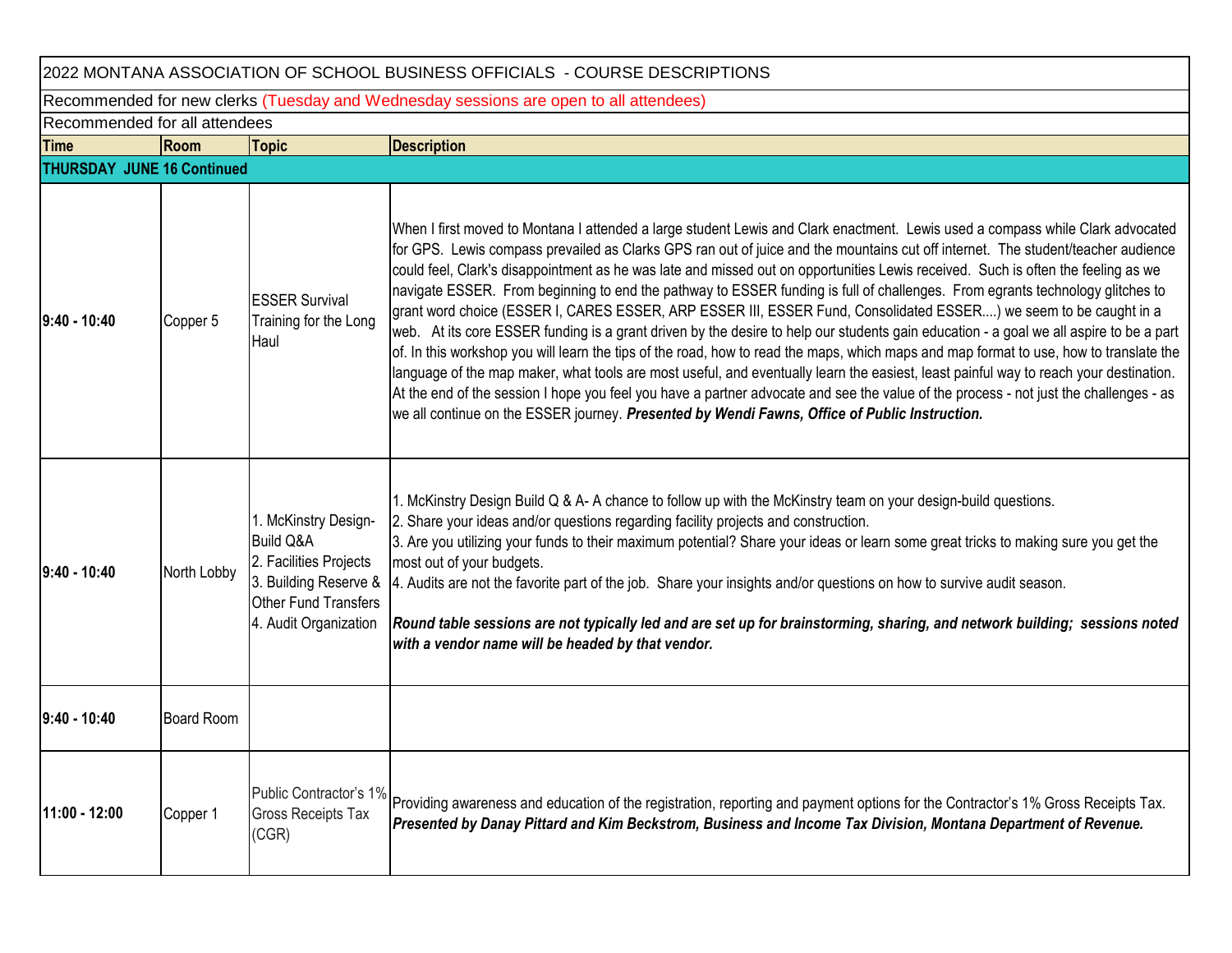# 2022 MONTANA ASSOCIATION OF SCHOOL BUSINESS OFFICIALS - COURSE DESCRIPTIONS

Recommended for new clerks (Tuesday and Wednesday sessions are open to all attendees)

Recommended for all attendees

| Time | Room | Topic | Description |
|---|---|---|---|
| **THURSDAY JUNE 16 Continued** | | | |
| 9:40 - 10:40 | Copper 5 | ESSER Survival Training for the Long Haul | When I first moved to Montana I attended a large student Lewis and Clark enactment. Lewis used a compass while Clark advocated for GPS. Lewis compass prevailed as Clarks GPS ran out of juice and the mountains cut off internet. The student/teacher audience could feel, Clark's disappointment as he was late and missed out on opportunities Lewis received. Such is often the feeling as we navigate ESSER. From beginning to end the pathway to ESSER funding is full of challenges. From egrants technology glitches to grant word choice (ESSER I, CARES ESSER, ARP ESSER III, ESSER Fund, Consolidated ESSER....) we seem to be caught in a web. At its core ESSER funding is a grant driven by the desire to help our students gain education - a goal we all aspire to be a part of. In this workshop you will learn the tips of the road, how to read the maps, which maps and map format to use, how to translate the language of the map maker, what tools are most useful, and eventually learn the easiest, least painful way to reach your destination. At the end of the session I hope you feel you have a partner advocate and see the value of the process - not just the challenges - as we all continue on the ESSER journey. ***Presented by Wendi Fawns, Office of Public Instruction.*** |
| 9:40 - 10:40 | North Lobby | 1. McKinstry Design-Build Q&A<br>2. Facilities Projects<br>3. Building Reserve & Other Fund Transfers<br>4. Audit Organization | 1. McKinstry Design Build Q & A- A chance to follow up with the McKinstry team on your design-build questions.<br>2. Share your ideas and/or questions regarding facility projects and construction.<br>3. Are you utilizing your funds to their maximum potential? Share your ideas or learn some great tricks to making sure you get the most out of your budgets.<br>4. Audits are not the favorite part of the job. Share your insights and/or questions on how to survive audit season.<br><br>***Round table sessions are not typically led and are set up for brainstorming, sharing, and network building; sessions noted with a vendor name will be headed by that vendor.*** |
| 9:40 - 10:40 | Board Room | | |
| 11:00 - 12:00 | Copper 1 | Public Contractor's 1% Gross Receipts Tax (CGR) | Providing awareness and education of the registration, reporting and payment options for the Contractor's 1% Gross Receipts Tax. ***Presented by Danay Pittard and Kim Beckstrom, Business and Income Tax Division, Montana Department of Revenue.*** |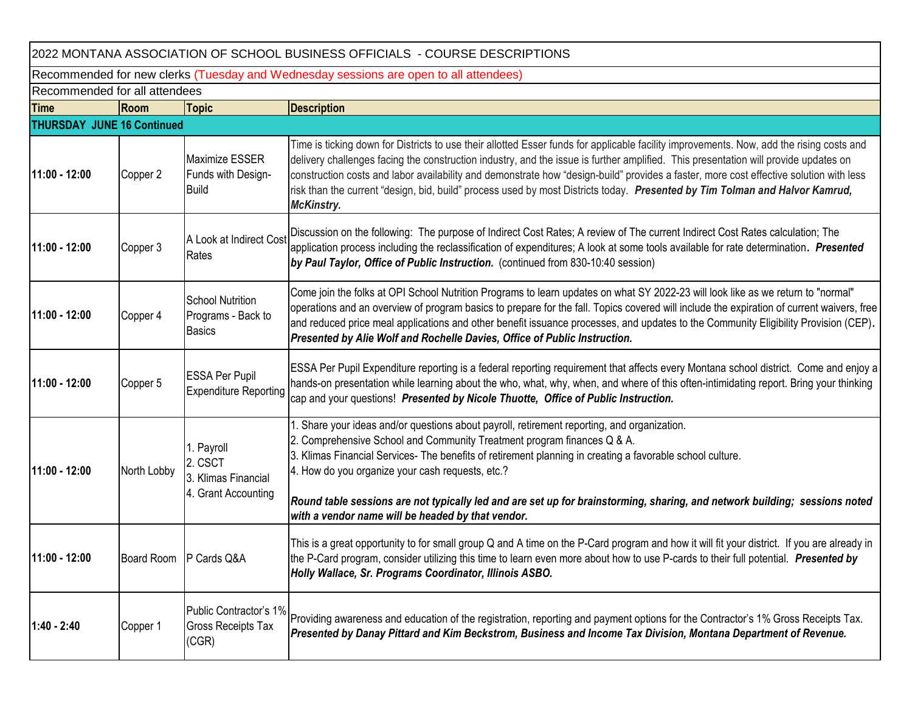| 2022 MONTANA ASSOCIATION OF SCHOOL BUSINESS OFFICIALS - COURSE DESCRIPTIONS | | | |
|---|---|---|---|
| Recommended for new clerks (Tuesday and Wednesday sessions are open to all attendees) | | | |
| Recommended for all attendees | | | |
| **Time** | **Room** | **Topic** | **Description** |
| **THURSDAY JUNE 16 Continued** | | | |
| **11:00 - 12:00** | Copper 2 | Maximize ESSER Funds with Design-Build | Time is ticking down for Districts to use their allotted Esser funds for applicable facility improvements. Now, add the rising costs and delivery challenges facing the construction industry, and the issue is further amplified. This presentation will provide updates on construction costs and labor availability and demonstrate how "design-build" provides a faster, more cost effective solution with less risk than the current "design, bid, build" process used by most Districts today. ***Presented by Tim Tolman and Halvor Kamrud, McKinstry.*** |
| **11:00 - 12:00** | Copper 3 | A Look at Indirect Cost Rates | Discussion on the following: The purpose of Indirect Cost Rates; A review of The current Indirect Cost Rates calculation; The application process including the reclassification of expenditures; A look at some tools available for rate determination. ***Presented by Paul Taylor, Office of Public Instruction.*** (continued from 830-10:40 session) |
| **11:00 - 12:00** | Copper 4 | School Nutrition Programs - Back to Basics | Come join the folks at OPI School Nutrition Programs to learn updates on what SY 2022-23 will look like as we return to "normal" operations and an overview of program basics to prepare for the fall. Topics covered will include the expiration of current waivers, free and reduced price meal applications and other benefit issuance processes, and updates to the Community Eligibility Provision (CEP). ***Presented by Alie Wolf and Rochelle Davies, Office of Public Instruction.*** |
| **11:00 - 12:00** | Copper 5 | ESSA Per Pupil Expenditure Reporting | ESSA Per Pupil Expenditure reporting is a federal reporting requirement that affects every Montana school district. Come and enjoy a hands-on presentation while learning about the who, what, why, when, and where of this often-intimidating report. Bring your thinking cap and your questions! ***Presented by Nicole Thuotte, Office of Public Instruction.*** |
| **11:00 - 12:00** | North Lobby | 1. Payroll<br>2. CSCT<br>3. Klimas Financial<br>4. Grant Accounting | 1. Share your ideas and/or questions about payroll, retirement reporting, and organization.<br>2. Comprehensive School and Community Treatment program finances Q & A.<br>3. Klimas Financial Services- The benefits of retirement planning in creating a favorable school culture.<br>4. How do you organize your cash requests, etc.?<br><br>***Round table sessions are not typically led and are set up for brainstorming, sharing, and network building; sessions noted with a vendor name will be headed by that vendor.*** |
| **11:00 - 12:00** | Board Room | P Cards Q&A | This is a great opportunity to for small group Q and A time on the P-Card program and how it will fit your district. If you are already in the P-Card program, consider utilizing this time to learn even more about how to use P-cards to their full potential. ***Presented by Holly Wallace, Sr. Programs Coordinator, Illinois ASBO.*** |
| **1:40 - 2:40** | Copper 1 | Public Contractor's 1% Gross Receipts Tax (CGR) | Providing awareness and education of the registration, reporting and payment options for the Contractor's 1% Gross Receipts Tax. ***Presented by Danay Pittard and Kim Beckstrom, Business and Income Tax Division, Montana Department of Revenue.*** |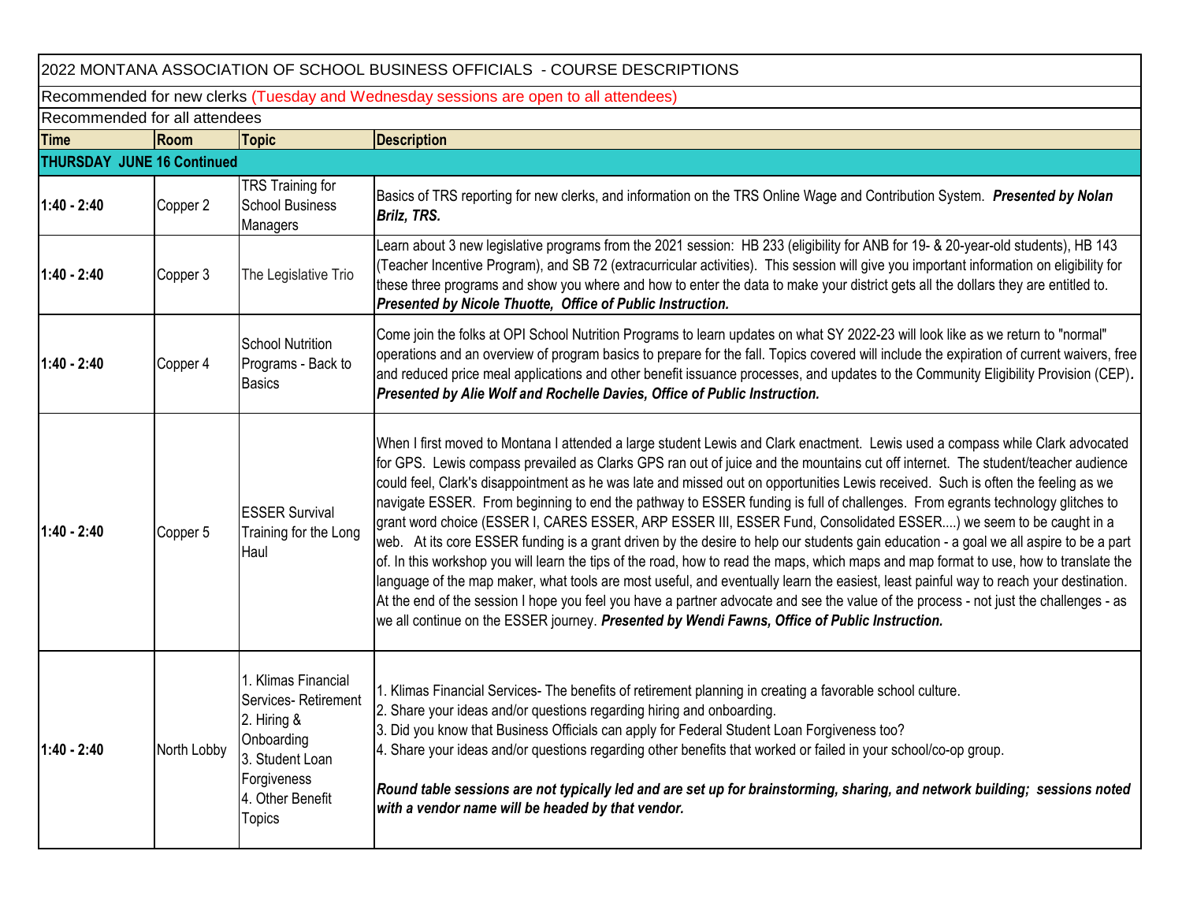2022 MONTANA ASSOCIATION OF SCHOOL BUSINESS OFFICIALS - COURSE DESCRIPTIONS

Recommended for new clerks (Tuesday and Wednesday sessions are open to all attendees)

Recommended for all attendees

| Time | Room | Topic | Description |
|---|---|---|---|
| **THURSDAY JUNE 16 Continued** | | | |
| **1:40 - 2:40** | Copper 2 | TRS Training for School Business Managers | Basics of TRS reporting for new clerks, and information on the TRS Online Wage and Contribution System. ***Presented by Nolan Brilz, TRS.*** |
| **1:40 - 2:40** | Copper 3 | The Legislative Trio | Learn about 3 new legislative programs from the 2021 session: HB 233 (eligibility for ANB for 19- & 20-year-old students), HB 143 (Teacher Incentive Program), and SB 72 (extracurricular activities). This session will give you important information on eligibility for these three programs and show you where and how to enter the data to make your district gets all the dollars they are entitled to. ***Presented by Nicole Thuotte, Office of Public Instruction.*** |
| **1:40 - 2:40** | Copper 4 | School Nutrition Programs - Back to Basics | Come join the folks at OPI School Nutrition Programs to learn updates on what SY 2022-23 will look like as we return to "normal" operations and an overview of program basics to prepare for the fall. Topics covered will include the expiration of current waivers, free and reduced price meal applications and other benefit issuance processes, and updates to the Community Eligibility Provision (CEP). ***Presented by Alie Wolf and Rochelle Davies, Office of Public Instruction.*** |
| **1:40 - 2:40** | Copper 5 | ESSER Survival Training for the Long Haul | When I first moved to Montana I attended a large student Lewis and Clark enactment. Lewis used a compass while Clark advocated for GPS. Lewis compass prevailed as Clarks GPS ran out of juice and the mountains cut off internet. The student/teacher audience could feel, Clark's disappointment as he was late and missed out on opportunities Lewis received. Such is often the feeling as we navigate ESSER. From beginning to end the pathway to ESSER funding is full of challenges. From egrants technology glitches to grant word choice (ESSER I, CARES ESSER, ARP ESSER III, ESSER Fund, Consolidated ESSER....) we seem to be caught in a web. At its core ESSER funding is a grant driven by the desire to help our students gain education - a goal we all aspire to be a part of. In this workshop you will learn the tips of the road, how to read the maps, which maps and map format to use, how to translate the language of the map maker, what tools are most useful, and eventually learn the easiest, least painful way to reach your destination. At the end of the session I hope you feel you have a partner advocate and see the value of the process - not just the challenges - as we all continue on the ESSER journey. ***Presented by Wendi Fawns, Office of Public Instruction.*** |
| **1:40 - 2:40** | North Lobby | 1. Klimas Financial Services- Retirement<br>2. Hiring & Onboarding<br>3. Student Loan Forgiveness<br>4. Other Benefit Topics | 1. Klimas Financial Services- The benefits of retirement planning in creating a favorable school culture.<br>2. Share your ideas and/or questions regarding hiring and onboarding.<br>3. Did you know that Business Officials can apply for Federal Student Loan Forgiveness too?<br>4. Share your ideas and/or questions regarding other benefits that worked or failed in your school/co-op group.<br><br>***Round table sessions are not typically led and are set up for brainstorming, sharing, and network building; sessions noted with a vendor name will be headed by that vendor.*** |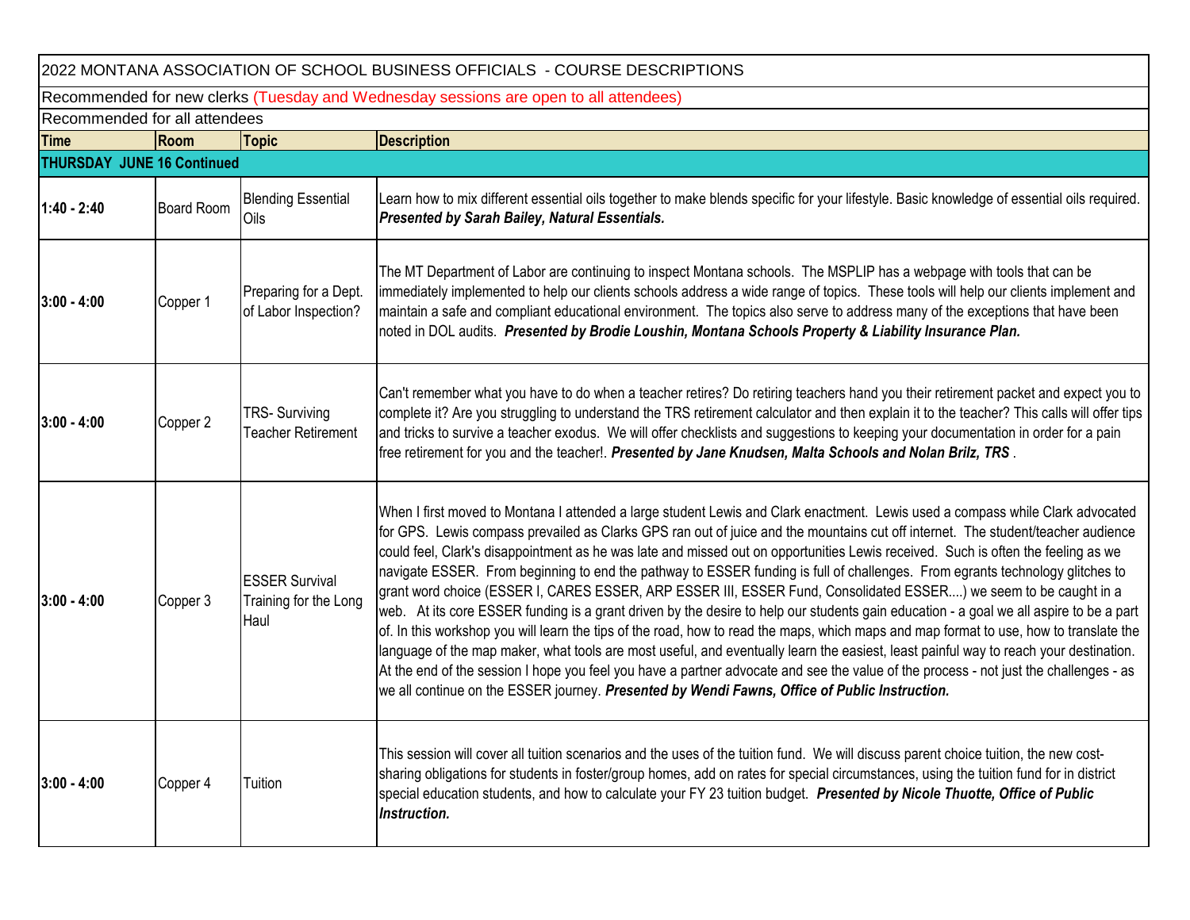2022 MONTANA ASSOCIATION OF SCHOOL BUSINESS OFFICIALS - COURSE DESCRIPTIONS

Recommended for new clerks (Tuesday and Wednesday sessions are open to all attendees)

Recommended for all attendees

| Time | Room | Topic | Description |
|---|---|---|---|
| **THURSDAY JUNE 16 Continued** | | | |
| **1:40 - 2:40** | Board Room | Blending Essential Oils | Learn how to mix different essential oils together to make blends specific for your lifestyle. Basic knowledge of essential oils required. ***Presented by Sarah Bailey, Natural Essentials.*** |
| **3:00 - 4:00** | Copper 1 | Preparing for a Dept. of Labor Inspection? | The MT Department of Labor are continuing to inspect Montana schools. The MSPLIP has a webpage with tools that can be immediately implemented to help our clients schools address a wide range of topics. These tools will help our clients implement and maintain a safe and compliant educational environment. The topics also serve to address many of the exceptions that have been noted in DOL audits. ***Presented by Brodie Loushin, Montana Schools Property & Liability Insurance Plan.*** |
| **3:00 - 4:00** | Copper 2 | TRS- Surviving Teacher Retirement | Can't remember what you have to do when a teacher retires? Do retiring teachers hand you their retirement packet and expect you to complete it? Are you struggling to understand the TRS retirement calculator and then explain it to the teacher? This calls will offer tips and tricks to survive a teacher exodus. We will offer checklists and suggestions to keeping your documentation in order for a pain free retirement for you and the teacher!. ***Presented by Jane Knudsen, Malta Schools and Nolan Brilz, TRS*** . |
| **3:00 - 4:00** | Copper 3 | ESSER Survival Training for the Long Haul | When I first moved to Montana I attended a large student Lewis and Clark enactment. Lewis used a compass while Clark advocated for GPS. Lewis compass prevailed as Clarks GPS ran out of juice and the mountains cut off internet. The student/teacher audience could feel, Clark's disappointment as he was late and missed out on opportunities Lewis received. Such is often the feeling as we navigate ESSER. From beginning to end the pathway to ESSER funding is full of challenges. From egrants technology glitches to grant word choice (ESSER I, CARES ESSER, ARP ESSER III, ESSER Fund, Consolidated ESSER....) we seem to be caught in a web. At its core ESSER funding is a grant driven by the desire to help our students gain education - a goal we all aspire to be a part of. In this workshop you will learn the tips of the road, how to read the maps, which maps and map format to use, how to translate the language of the map maker, what tools are most useful, and eventually learn the easiest, least painful way to reach your destination. At the end of the session I hope you feel you have a partner advocate and see the value of the process - not just the challenges - as we all continue on the ESSER journey. ***Presented by Wendi Fawns, Office of Public Instruction.*** |
| **3:00 - 4:00** | Copper 4 | Tuition | This session will cover all tuition scenarios and the uses of the tuition fund. We will discuss parent choice tuition, the new cost-sharing obligations for students in foster/group homes, add on rates for special circumstances, using the tuition fund for in district special education students, and how to calculate your FY 23 tuition budget. ***Presented by Nicole Thuotte, Office of Public Instruction.*** |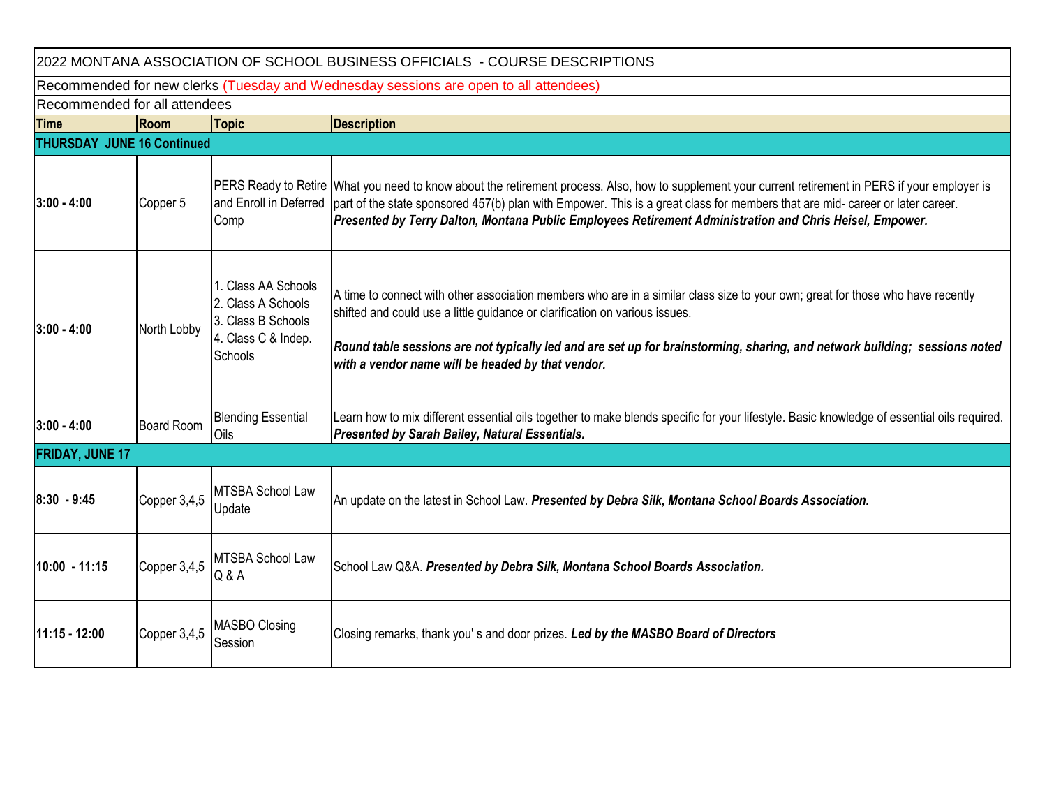| 2022 MONTANA ASSOCIATION OF SCHOOL BUSINESS OFFICIALS - COURSE DESCRIPTIONS | | | |
|---|---|---|---|
| Recommended for new clerks (Tuesday and Wednesday sessions are open to all attendees) | | | |
| Recommended for all attendees | | | |
| **Time** | **Room** | **Topic** | **Description** |
| **THURSDAY JUNE 16 Continued** | | | |
| **3:00 - 4:00** | Copper 5 | PERS Ready to Retire and Enroll in Deferred Comp | What you need to know about the retirement process. Also, how to supplement your current retirement in PERS if your employer is part of the state sponsored 457(b) plan with Empower. This is a great class for members that are mid- career or later career. ***Presented by Terry Dalton, Montana Public Employees Retirement Administration and Chris Heisel, Empower.*** |
| **3:00 - 4:00** | North Lobby | 1. Class AA Schools<br>2. Class A Schools<br>3. Class B Schools<br>4. Class C & Indep. Schools | A time to connect with other association members who are in a similar class size to your own; great for those who have recently shifted and could use a little guidance or clarification on various issues.<br><br>***Round table sessions are not typically led and are set up for brainstorming, sharing, and network building; sessions noted with a vendor name will be headed by that vendor.*** |
| **3:00 - 4:00** | Board Room | Blending Essential Oils | Learn how to mix different essential oils together to make blends specific for your lifestyle. Basic knowledge of essential oils required. ***Presented by Sarah Bailey, Natural Essentials.*** |
| **FRIDAY, JUNE 17** | | | |
| **8:30 - 9:45** | Copper 3,4,5 | MTSBA School Law Update | An update on the latest in School Law. ***Presented by Debra Silk, Montana School Boards Association.*** |
| **10:00 - 11:15** | Copper 3,4,5 | MTSBA School Law Q & A | School Law Q&A. ***Presented by Debra Silk, Montana School Boards Association.*** |
| **11:15 - 12:00** | Copper 3,4,5 | MASBO Closing Session | Closing remarks, thank you' s and door prizes. ***Led by the MASBO Board of Directors*** |